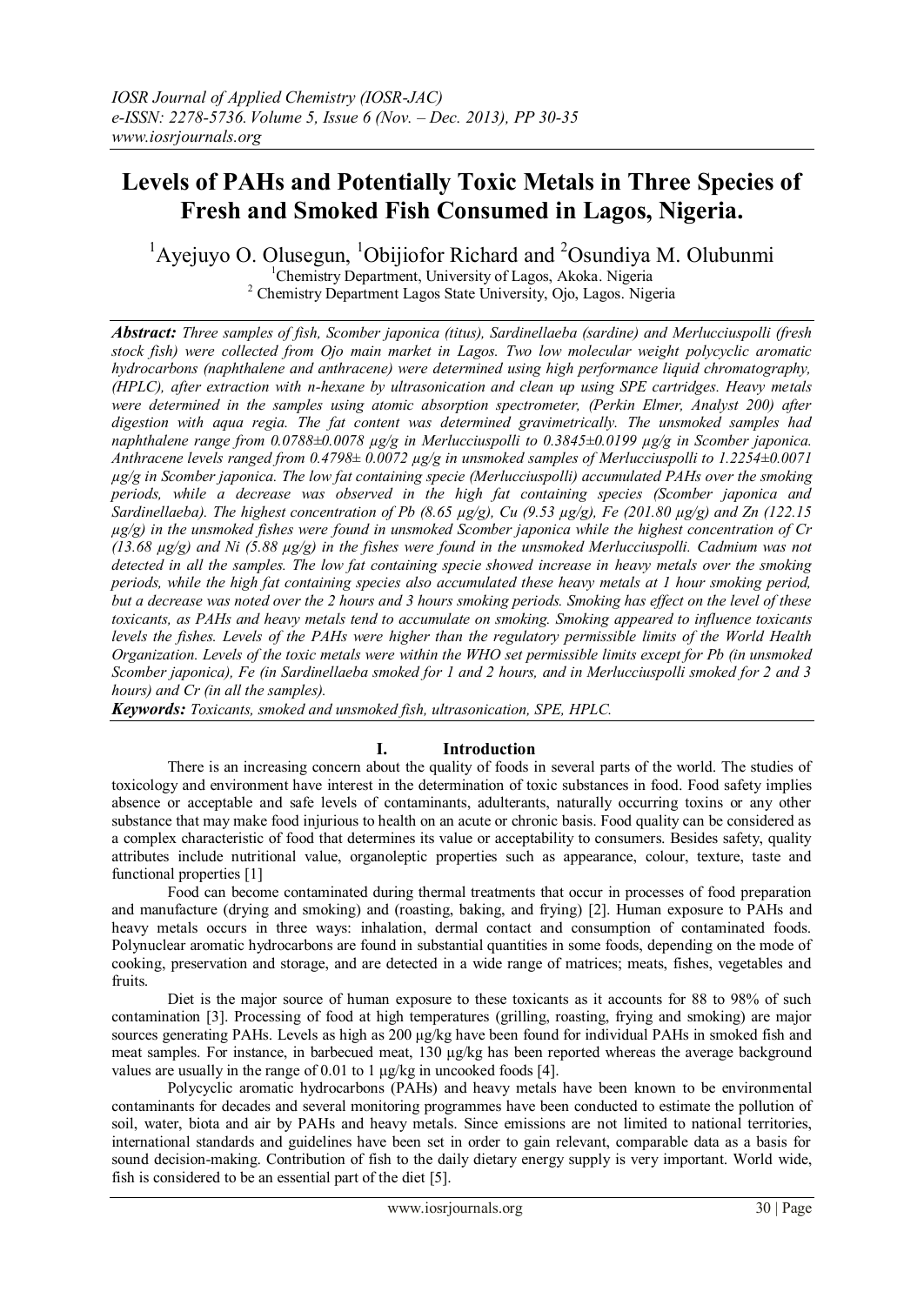# Levels of PAHs and Potentially Toxic Metals in Three Species of Fresh and Smoked Fish Consumed in Lagos, Nigeria.

[1]Ayejuyo O. Olusegun, [1]Obijiofor Richard and [2]Osundiya M. Olubunmi

[1]Chemistry Department, University of Lagos, Akoka. Nigeria

[2] Chemistry Department Lagos State University, Ojo, Lagos. Nigeria

***Abstract:*** *Three samples of fish, Scomber japonica (titus), Sardinellaeba (sardine) and Merlucciuspolli (fresh stock fish) were collected from Ojo main market in Lagos. Two low molecular weight polycyclic aromatic hydrocarbons (naphthalene and anthracene) were determined using high performance liquid chromatography, (HPLC), after extraction with n-hexane by ultrasonication and clean up using SPE cartridges. Heavy metals were determined in the samples using atomic absorption spectrometer, (Perkin Elmer, Analyst 200) after digestion with aqua regia. The fat content was determined gravimetrically. The unsmoked samples had naphthalene range from 0.0788±0.0078 µg/g in Merlucciuspolli to 0.3845±0.0199 µg/g in Scomber japonica. Anthracene levels ranged from 0.4798± 0.0072 µg/g in unsmoked samples of Merlucciuspolli to 1.2254±0.0071 µg/g in Scomber japonica. The low fat containing specie (Merlucciuspolli) accumulated PAHs over the smoking periods, while a decrease was observed in the high fat containing species (Scomber japonica and Sardinellaeba). The highest concentration of Pb (8.65 µg/g), Cu (9.53 µg/g), Fe (201.80 µg/g) and Zn (122.15 µg/g) in the unsmoked fishes were found in unsmoked Scomber japonica while the highest concentration of Cr (13.68 µg/g) and Ni (5.88 µg/g) in the fishes were found in the unsmoked Merlucciuspolli. Cadmium was not detected in all the samples. The low fat containing specie showed increase in heavy metals over the smoking periods, while the high fat containing species also accumulated these heavy metals at 1 hour smoking period, but a decrease was noted over the 2 hours and 3 hours smoking periods. Smoking has effect on the level of these toxicants, as PAHs and heavy metals tend to accumulate on smoking. Smoking appeared to influence toxicants levels the fishes. Levels of the PAHs were higher than the regulatory permissible limits of the World Health Organization. Levels of the toxic metals were within the WHO set permissible limits except for Pb (in unsmoked Scomber japonica), Fe (in Sardinellaeba smoked for 1 and 2 hours, and in Merlucciuspolli smoked for 2 and 3 hours) and Cr (in all the samples).*

***Keywords:*** *Toxicants, smoked and unsmoked fish, ultrasonication, SPE, HPLC.*

## I. Introduction

There is an increasing concern about the quality of foods in several parts of the world. The studies of toxicology and environment have interest in the determination of toxic substances in food. Food safety implies absence or acceptable and safe levels of contaminants, adulterants, naturally occurring toxins or any other substance that may make food injurious to health on an acute or chronic basis. Food quality can be considered as a complex characteristic of food that determines its value or acceptability to consumers. Besides safety, quality attributes include nutritional value, organoleptic properties such as appearance, colour, texture, taste and functional properties [1]

Food can become contaminated during thermal treatments that occur in processes of food preparation and manufacture (drying and smoking) and (roasting, baking, and frying) [2]. Human exposure to PAHs and heavy metals occurs in three ways: inhalation, dermal contact and consumption of contaminated foods. Polynuclear aromatic hydrocarbons are found in substantial quantities in some foods, depending on the mode of cooking, preservation and storage, and are detected in a wide range of matrices; meats, fishes, vegetables and fruits.

Diet is the major source of human exposure to these toxicants as it accounts for 88 to 98% of such contamination [3]. Processing of food at high temperatures (grilling, roasting, frying and smoking) are major sources generating PAHs. Levels as high as 200 µg/kg have been found for individual PAHs in smoked fish and meat samples. For instance, in barbecued meat, 130 µg/kg has been reported whereas the average background values are usually in the range of 0.01 to 1 µg/kg in uncooked foods [4].

Polycyclic aromatic hydrocarbons (PAHs) and heavy metals have been known to be environmental contaminants for decades and several monitoring programmes have been conducted to estimate the pollution of soil, water, biota and air by PAHs and heavy metals. Since emissions are not limited to national territories, international standards and guidelines have been set in order to gain relevant, comparable data as a basis for sound decision-making. Contribution of fish to the daily dietary energy supply is very important. World wide, fish is considered to be an essential part of the diet [5].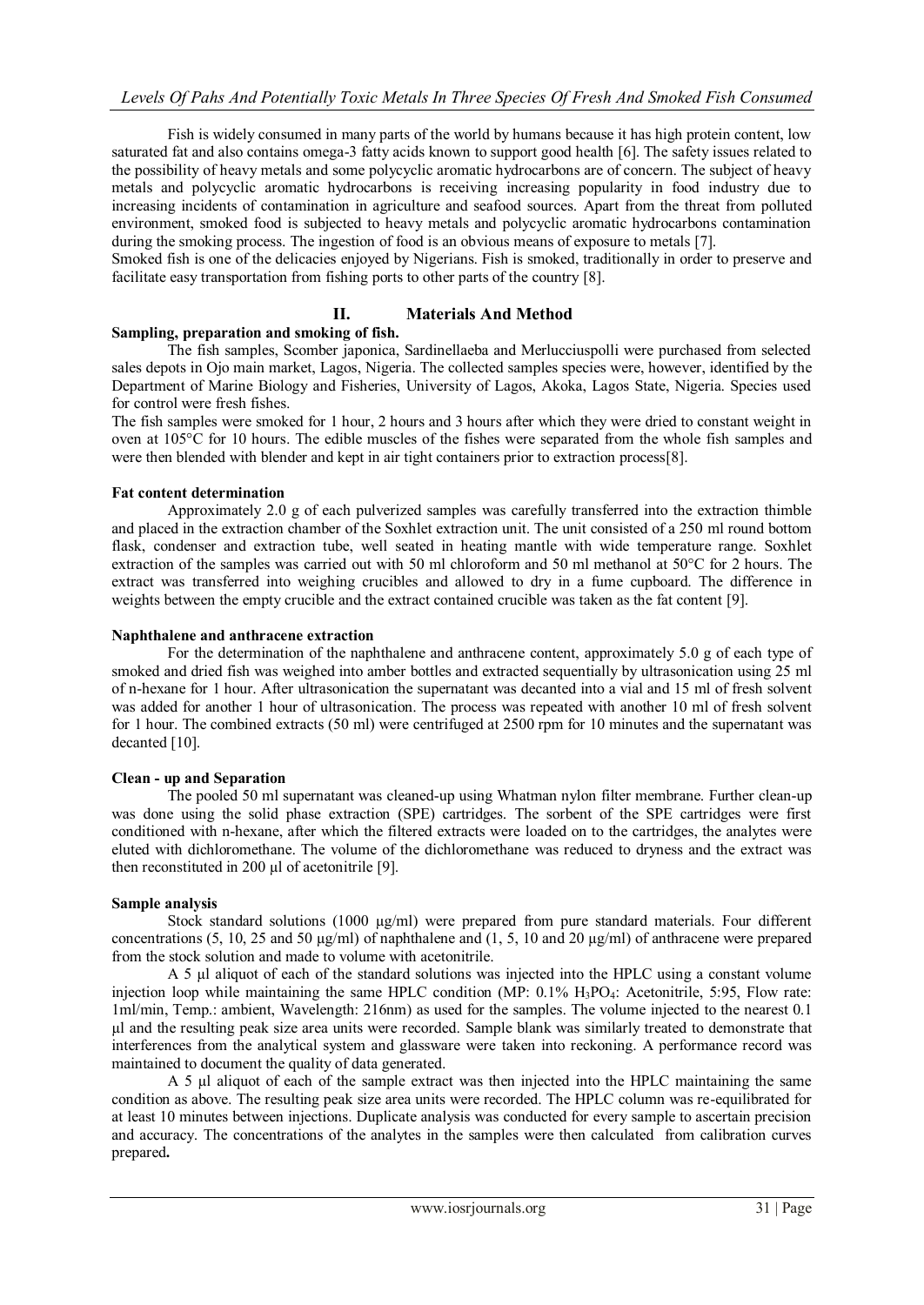Fish is widely consumed in many parts of the world by humans because it has high protein content, low saturated fat and also contains omega-3 fatty acids known to support good health [6]. The safety issues related to the possibility of heavy metals and some polycyclic aromatic hydrocarbons are of concern. The subject of heavy metals and polycyclic aromatic hydrocarbons is receiving increasing popularity in food industry due to increasing incidents of contamination in agriculture and seafood sources. Apart from the threat from polluted environment, smoked food is subjected to heavy metals and polycyclic aromatic hydrocarbons contamination during the smoking process. The ingestion of food is an obvious means of exposure to metals [7].

Smoked fish is one of the delicacies enjoyed by Nigerians. Fish is smoked, traditionally in order to preserve and facilitate easy transportation from fishing ports to other parts of the country [8].

## II. Materials And Method

**Sampling, preparation and smoking of fish.**

The fish samples, Scomber japonica, Sardinellaeba and Merlucciuspolli were purchased from selected sales depots in Ojo main market, Lagos, Nigeria. The collected samples species were, however, identified by the Department of Marine Biology and Fisheries, University of Lagos, Akoka, Lagos State, Nigeria. Species used for control were fresh fishes.

The fish samples were smoked for 1 hour, 2 hours and 3 hours after which they were dried to constant weight in oven at 105°C for 10 hours. The edible muscles of the fishes were separated from the whole fish samples and were then blended with blender and kept in air tight containers prior to extraction process[8].

**Fat content determination**

Approximately 2.0 g of each pulverized samples was carefully transferred into the extraction thimble and placed in the extraction chamber of the Soxhlet extraction unit. The unit consisted of a 250 ml round bottom flask, condenser and extraction tube, well seated in heating mantle with wide temperature range. Soxhlet extraction of the samples was carried out with 50 ml chloroform and 50 ml methanol at 50°C for 2 hours. The extract was transferred into weighing crucibles and allowed to dry in a fume cupboard. The difference in weights between the empty crucible and the extract contained crucible was taken as the fat content [9].

**Naphthalene and anthracene extraction**

For the determination of the naphthalene and anthracene content, approximately 5.0 g of each type of smoked and dried fish was weighed into amber bottles and extracted sequentially by ultrasonication using 25 ml of n-hexane for 1 hour. After ultrasonication the supernatant was decanted into a vial and 15 ml of fresh solvent was added for another 1 hour of ultrasonication. The process was repeated with another 10 ml of fresh solvent for 1 hour. The combined extracts (50 ml) were centrifuged at 2500 rpm for 10 minutes and the supernatant was decanted [10].

**Clean - up and Separation**

The pooled 50 ml supernatant was cleaned-up using Whatman nylon filter membrane. Further clean-up was done using the solid phase extraction (SPE) cartridges. The sorbent of the SPE cartridges were first conditioned with n-hexane, after which the filtered extracts were loaded on to the cartridges, the analytes were eluted with dichloromethane. The volume of the dichloromethane was reduced to dryness and the extract was then reconstituted in 200 µl of acetonitrile [9].

**Sample analysis**

Stock standard solutions (1000 µg/ml) were prepared from pure standard materials. Four different concentrations (5, 10, 25 and 50 µg/ml) of naphthalene and (1, 5, 10 and 20 µg/ml) of anthracene were prepared from the stock solution and made to volume with acetonitrile.

A 5 µl aliquot of each of the standard solutions was injected into the HPLC using a constant volume injection loop while maintaining the same HPLC condition (MP: 0.1% $H_3PO_4$: Acetonitrile, 5:95, Flow rate: 1ml/min, Temp.: ambient, Wavelength: 216nm) as used for the samples. The volume injected to the nearest 0.1 µl and the resulting peak size area units were recorded. Sample blank was similarly treated to demonstrate that interferences from the analytical system and glassware were taken into reckoning. A performance record was maintained to document the quality of data generated.

A 5 µl aliquot of each of the sample extract was then injected into the HPLC maintaining the same condition as above. The resulting peak size area units were recorded. The HPLC column was re-equilibrated for at least 10 minutes between injections. Duplicate analysis was conducted for every sample to ascertain precision and accuracy. The concentrations of the analytes in the samples were then calculated from calibration curves prepared**.**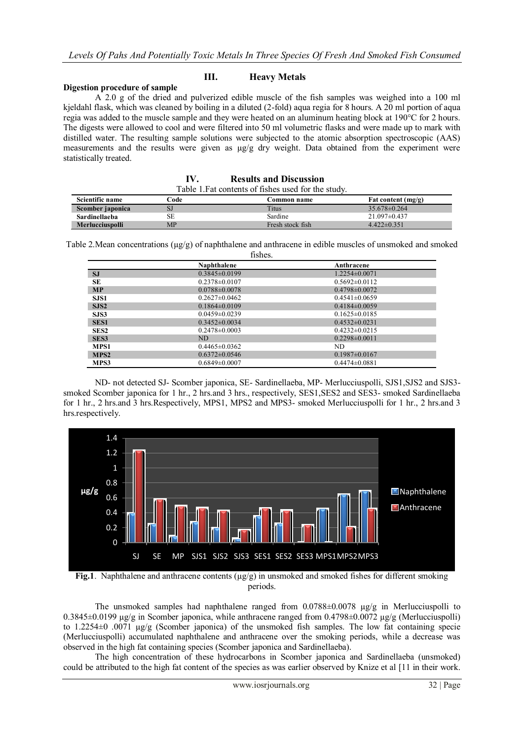## III. Heavy Metals

**Digestion procedure of sample**

A 2.0 g of the dried and pulverized edible muscle of the fish samples was weighed into a 100 ml kjeldahl flask, which was cleaned by boiling in a diluted (2-fold) aqua regia for 8 hours. A 20 ml portion of aqua regia was added to the muscle sample and they were heated on an aluminum heating block at 190°C for 2 hours. The digests were allowed to cool and were filtered into 50 ml volumetric flasks and were made up to mark with distilled water. The resulting sample solutions were subjected to the atomic absorption spectroscopic (AAS) measurements and the results were given as µg/g dry weight. Data obtained from the experiment were statistically treated.

## IV. Results and Discussion

Table 1.Fat contents of fishes used for the study.

| Scientific name | Code | Common name | Fat content (mg/g) |
|---|---|---|---|
| **Scomber japonica** | SJ | Titus | 35.678±0.264 |
| **Sardinellaeba** | SE | Sardine | 21.097±0.437 |
| **Merlucciuspolli** | MP | Fresh stock fish | 4.422±0.351 |

Table 2.Mean concentrations (µg/g) of naphthalene and anthracene in edible muscles of unsmoked and smoked fishes.

| | Naphthalene | Anthracene |
|---|---|---|
| **SJ** | 0.3845±0.0199 | 1.2254±0.0071 |
| **SE** | 0.2378±0.0107 | 0.5692±0.0112 |
| **MP** | 0.0788±0.0078 | 0.4798±0.0072 |
| **SJS1** | 0.2627±0.0462 | 0.4541±0.0659 |
| **SJS2** | 0.1864±0.0109 | 0.4184±0.0059 |
| **SJS3** | 0.0459±0.0239 | 0.1625±0.0185 |
| **SES1** | 0.3452±0.0034 | 0.4532±0.0231 |
| **SES2** | 0.2478±0.0003 | 0.4232±0.0215 |
| **SES3** | ND | 0.2298±0.0011 |
| **MPS1** | 0.4465±0.0362 | ND |
| **MPS2** | 0.6372±0.0546 | 0.1987±0.0167 |
| **MPS3** | 0.6849±0.0007 | 0.4474±0.0881 |

ND- not detected SJ- Scomber japonica, SE- Sardinellaeba, MP- Merlucciuspolli, SJS1,SJS2 and SJS3-smoked Scomber japonica for 1 hr., 2 hrs.and 3 hrs., respectively, SES1,SES2 and SES3- smoked Sardinellaeba for 1 hr., 2 hrs.and 3 hrs.Respectively, MPS1, MPS2 and MPS3- smoked Merlucciuspolli for 1 hr., 2 hrs.and 3 hrs.respectively.

**Fig.1**. Naphthalene and anthracene contents (µg/g) in unsmoked and smoked fishes for different smoking periods.

The unsmoked samples had naphthalene ranged from 0.0788±0.0078 µg/g in Merlucciuspolli to 0.3845±0.0199 µg/g in Scomber japonica, while anthracene ranged from 0.4798±0.0072 µg/g (Merlucciuspolli) to 1.2254±0 .0071 µg/g (Scomber japonica) of the unsmoked fish samples. The low fat containing specie (Merlucciuspolli) accumulated naphthalene and anthracene over the smoking periods, while a decrease was observed in the high fat containing species (Scomber japonica and Sardinellaeba).

The high concentration of these hydrocarbons in Scomber japonica and Sardinellaeba (unsmoked) could be attributed to the high fat content of the species as was earlier observed by Knize et al [11 in their work.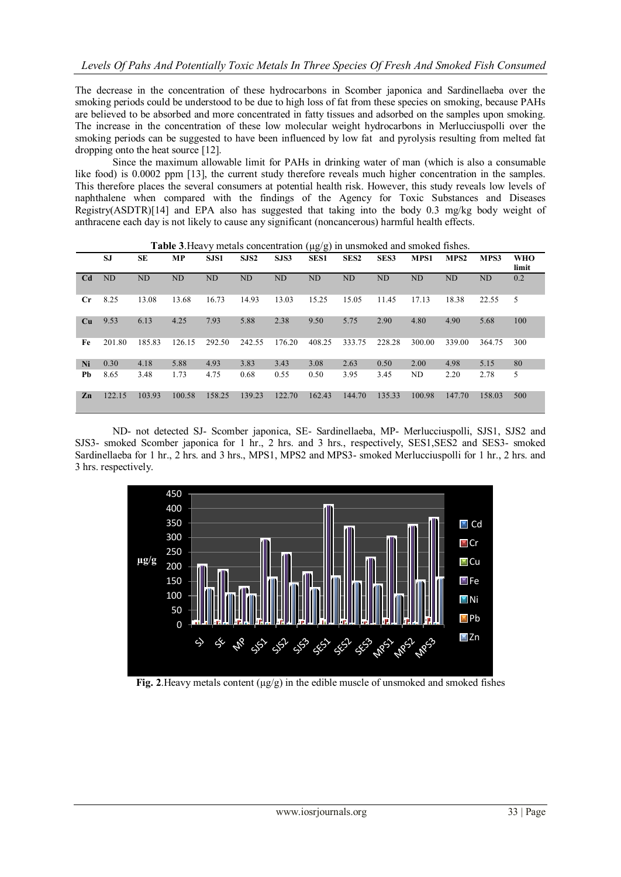The decrease in the concentration of these hydrocarbons in Scomber japonica and Sardinellaeba over the smoking periods could be understood to be due to high loss of fat from these species on smoking, because PAHs are believed to be absorbed and more concentrated in fatty tissues and adsorbed on the samples upon smoking. The increase in the concentration of these low molecular weight hydrocarbons in Merlucciuspolli over the smoking periods can be suggested to have been influenced by low fat and pyrolysis resulting from melted fat dropping onto the heat source [12].

Since the maximum allowable limit for PAHs in drinking water of man (which is also a consumable like food) is 0.0002 ppm [13], the current study therefore reveals much higher concentration in the samples. This therefore places the several consumers at potential health risk. However, this study reveals low levels of naphthalene when compared with the findings of the Agency for Toxic Substances and Diseases Registry(ASDTR)[14] and EPA also has suggested that taking into the body 0.3 mg/kg body weight of anthracene each day is not likely to cause any significant (noncancerous) harmful health effects.

**Table 3**.Heavy metals concentration (µg/g) in unsmoked and smoked fishes.

| | SJ | SE | MP | SJS1 | SJS2 | SJS3 | SES1 | SES2 | SES3 | MPS1 | MPS2 | MPS3 | WHO limit |
|---|---|---|---|---|---|---|---|---|---|---|---|---|---|
| Cd | ND | ND | ND | ND | ND | ND | ND | ND | ND | ND | ND | ND | 0.2 |
| Cr | 8.25 | 13.08 | 13.68 | 16.73 | 14.93 | 13.03 | 15.25 | 15.05 | 11.45 | 17.13 | 18.38 | 22.55 | 5 |
| Cu | 9.53 | 6.13 | 4.25 | 7.93 | 5.88 | 2.38 | 9.50 | 5.75 | 2.90 | 4.80 | 4.90 | 5.68 | 100 |
| Fe | 201.80 | 185.83 | 126.15 | 292.50 | 242.55 | 176.20 | 408.25 | 333.75 | 228.28 | 300.00 | 339.00 | 364.75 | 300 |
| Ni | 0.30 | 4.18 | 5.88 | 4.93 | 3.83 | 3.43 | 3.08 | 2.63 | 0.50 | 2.00 | 4.98 | 5.15 | 80 |
| Pb | 8.65 | 3.48 | 1.73 | 4.75 | 0.68 | 0.55 | 0.50 | 3.95 | 3.45 | ND | 2.20 | 2.78 | 5 |
| Zn | 122.15 | 103.93 | 100.58 | 158.25 | 139.23 | 122.70 | 162.43 | 144.70 | 135.33 | 100.98 | 147.70 | 158.03 | 500 |

ND- not detected SJ- Scomber japonica, SE- Sardinellaeba, MP- Merlucciuspolli, SJS1, SJS2 and SJS3- smoked Scomber japonica for 1 hr., 2 hrs. and 3 hrs., respectively, SES1,SES2 and SES3- smoked Sardinellaeba for 1 hr., 2 hrs. and 3 hrs., MPS1, MPS2 and MPS3- smoked Merlucciuspolli for 1 hr., 2 hrs. and 3 hrs. respectively.

**Fig. 2**.Heavy metals content (µg/g) in the edible muscle of unsmoked and smoked fishes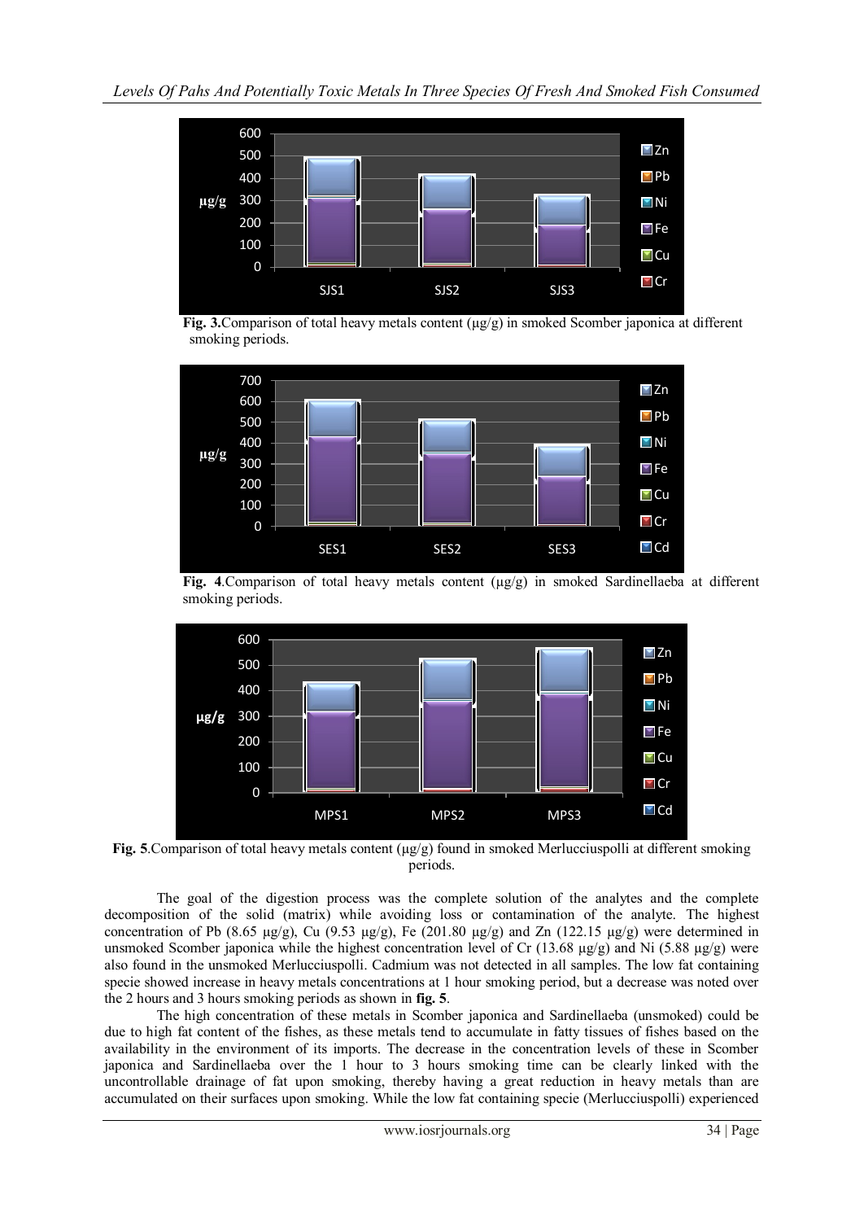**Fig. 3.**Comparison of total heavy metals content (µg/g) in smoked Scomber japonica at different smoking periods.

**Fig. 4**.Comparison of total heavy metals content (µg/g) in smoked Sardinellaeba at different smoking periods.

**Fig. 5**.Comparison of total heavy metals content (µg/g) found in smoked Merlucciuspolli at different smoking periods.

The goal of the digestion process was the complete solution of the analytes and the complete decomposition of the solid (matrix) while avoiding loss or contamination of the analyte. The highest concentration of Pb (8.65 µg/g), Cu (9.53 µg/g), Fe (201.80 µg/g) and Zn (122.15 µg/g) were determined in unsmoked Scomber japonica while the highest concentration level of Cr (13.68 µg/g) and Ni (5.88 µg/g) were also found in the unsmoked Merlucciuspolli. Cadmium was not detected in all samples. The low fat containing specie showed increase in heavy metals concentrations at 1 hour smoking period, but a decrease was noted over the 2 hours and 3 hours smoking periods as shown in **fig. 5**.

The high concentration of these metals in Scomber japonica and Sardinellaeba (unsmoked) could be due to high fat content of the fishes, as these metals tend to accumulate in fatty tissues of fishes based on the availability in the environment of its imports. The decrease in the concentration levels of these in Scomber japonica and Sardinellaeba over the 1 hour to 3 hours smoking time can be clearly linked with the uncontrollable drainage of fat upon smoking, thereby having a great reduction in heavy metals than are accumulated on their surfaces upon smoking. While the low fat containing specie (Merlucciuspolli) experienced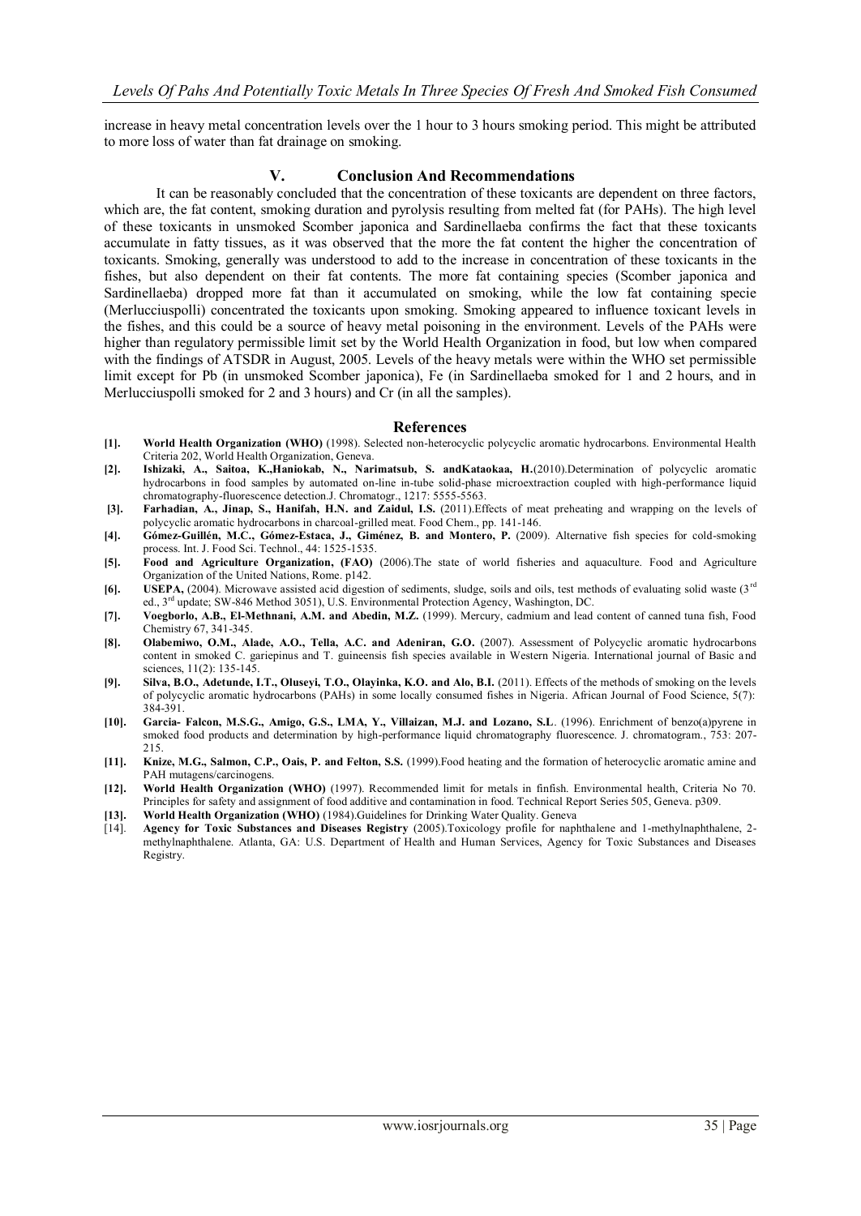increase in heavy metal concentration levels over the 1 hour to 3 hours smoking period. This might be attributed to more loss of water than fat drainage on smoking.

## V. Conclusion And Recommendations

It can be reasonably concluded that the concentration of these toxicants are dependent on three factors, which are, the fat content, smoking duration and pyrolysis resulting from melted fat (for PAHs). The high level of these toxicants in unsmoked Scomber japonica and Sardinellaeba confirms the fact that these toxicants accumulate in fatty tissues, as it was observed that the more the fat content the higher the concentration of toxicants. Smoking, generally was understood to add to the increase in concentration of these toxicants in the fishes, but also dependent on their fat contents. The more fat containing species (Scomber japonica and Sardinellaeba) dropped more fat than it accumulated on smoking, while the low fat containing specie (Merlucciuspolli) concentrated the toxicants upon smoking. Smoking appeared to influence toxicant levels in the fishes, and this could be a source of heavy metal poisoning in the environment. Levels of the PAHs were higher than regulatory permissible limit set by the World Health Organization in food, but low when compared with the findings of ATSDR in August, 2005. Levels of the heavy metals were within the WHO set permissible limit except for Pb (in unsmoked Scomber japonica), Fe (in Sardinellaeba smoked for 1 and 2 hours, and in Merlucciuspolli smoked for 2 and 3 hours) and Cr (in all the samples).

## References

[1]. **World Health Organization (WHO)** (1998). Selected non-heterocyclic polycyclic aromatic hydrocarbons. Environmental Health Criteria 202, World Health Organization, Geneva.

[2]. **Ishizaki, A., Saitoa, K.,Haniokab, N., Narimatsub, S. andKataokaa, H.**(2010).Determination of polycyclic aromatic hydrocarbons in food samples by automated on-line in-tube solid-phase microextraction coupled with high-performance liquid chromatography-fluorescence detection.J. Chromatogr., 1217: 5555-5563.

[3]. **Farhadian, A., Jinap, S., Hanifah, H.N. and Zaidul, I.S.** (2011).Effects of meat preheating and wrapping on the levels of polycyclic aromatic hydrocarbons in charcoal-grilled meat. Food Chem., pp. 141-146.

[4]. **Gómez-Guillén, M.C., Gómez-Estaca, J., Giménez, B. and Montero, P.** (2009). Alternative fish species for cold-smoking process. Int. J. Food Sci. Technol., 44: 1525-1535.

[5]. **Food and Agriculture Organization, (FAO)** (2006).The state of world fisheries and aquaculture. Food and Agriculture Organization of the United Nations, Rome. p142.

[6]. **USEPA,** (2004). Microwave assisted acid digestion of sediments, sludge, soils and oils, test methods of evaluating solid waste (3rd ed., 3rd update; SW-846 Method 3051), U.S. Environmental Protection Agency, Washington, DC.

[7]. **Voegborlo, A.B., El-Methnani, A.M. and Abedin, M.Z.** (1999). Mercury, cadmium and lead content of canned tuna fish, Food Chemistry 67, 341-345.

[8]. **Olabemiwo, O.M., Alade, A.O., Tella, A.C. and Adeniran, G.O.** (2007). Assessment of Polycyclic aromatic hydrocarbons content in smoked C. gariepinus and T. guineensis fish species available in Western Nigeria. International journal of Basic and sciences, 11(2): 135-145.

[9]. **Silva, B.O., Adetunde, I.T., Oluseyi, T.O., Olayinka, K.O. and Alo, B.I.** (2011). Effects of the methods of smoking on the levels of polycyclic aromatic hydrocarbons (PAHs) in some locally consumed fishes in Nigeria. African Journal of Food Science, 5(7): 384-391.

[10]. **Garcia- Falcon, M.S.G., Amigo, G.S., LMA, Y., Villaizan, M.J. and Lozano, S.L**. (1996). Enrichment of benzo(a)pyrene in smoked food products and determination by high-performance liquid chromatography fluorescence. J. chromatogram., 753: 207-215.

[11]. **Knize, M.G., Salmon, C.P., Oais, P. and Felton, S.S.** (1999).Food heating and the formation of heterocyclic aromatic amine and PAH mutagens/carcinogens.

[12]. **World Health Organization (WHO)** (1997). Recommended limit for metals in finfish. Environmental health, Criteria No 70. Principles for safety and assignment of food additive and contamination in food. Technical Report Series 505, Geneva. p309.

[13]. **World Health Organization (WHO)** (1984).Guidelines for Drinking Water Quality. Geneva

[14]. **Agency for Toxic Substances and Diseases Registry** (2005).Toxicology profile for naphthalene and 1-methylnaphthalene, 2-methylnaphthalene. Atlanta, GA: U.S. Department of Health and Human Services, Agency for Toxic Substances and Diseases Registry.